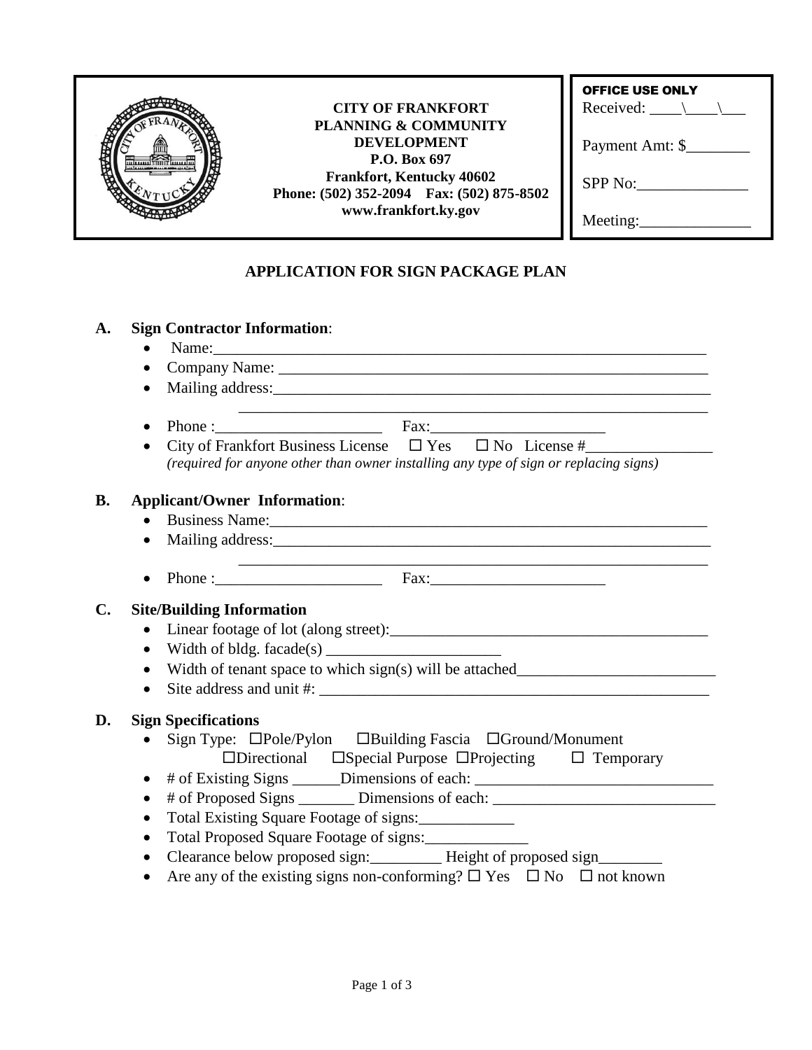**CITY OF FRANKFORT**
**PLANNING & COMMUNITY DEVELOPMENT**
**P.O. Box 697**
**Frankfort, Kentucky 40602**
**Phone: (502) 352-2094 Fax: (502) 875-8502**
**www.frankfort.ky.gov**

**OFFICE USE ONLY**
Received: ____\____\___
Payment Amt: $________
SPP No:______________
Meeting:______________

# APPLICATION FOR SIGN PACKAGE PLAN

## A. Sign Contractor Information:

- Name:_________________________________________________________________
- Company Name: _____________________________________________________________
- Mailing address:____________________________________________________________
  _____________________________________________________________
- Phone :_____________________ Fax:______________________
- City of Frankfort Business License ☐ Yes ☐ No License #________________
  *(required for anyone other than owner installing any type of sign or replacing signs)*

## B. Applicant/Owner Information:

- Business Name:______________________________________________________
- Mailing address:____________________________________________________________
  _____________________________________________________________
- Phone :_____________________ Fax:______________________

## C. Site/Building Information

- Linear footage of lot (along street):________________________________________
- Width of bldg. facade(s) ______________________
- Width of tenant space to which sign(s) will be attached_________________________
- Site address and unit #: ___________________________________________________

## D. Sign Specifications

- Sign Type: ☐Pole/Pylon ☐Building Fascia ☐Ground/Monument
  ☐Directional ☐Special Purpose ☐Projecting ☐ Temporary
- # of Existing Signs ______Dimensions of each: _______________________________
- # of Proposed Signs _______ Dimensions of each: ____________________________
- Total Existing Square Footage of signs:____________
- Total Proposed Square Footage of signs:_____________
- Clearance below proposed sign:_________ Height of proposed sign________
- Are any of the existing signs non-conforming? ☐ Yes ☐ No ☐ not known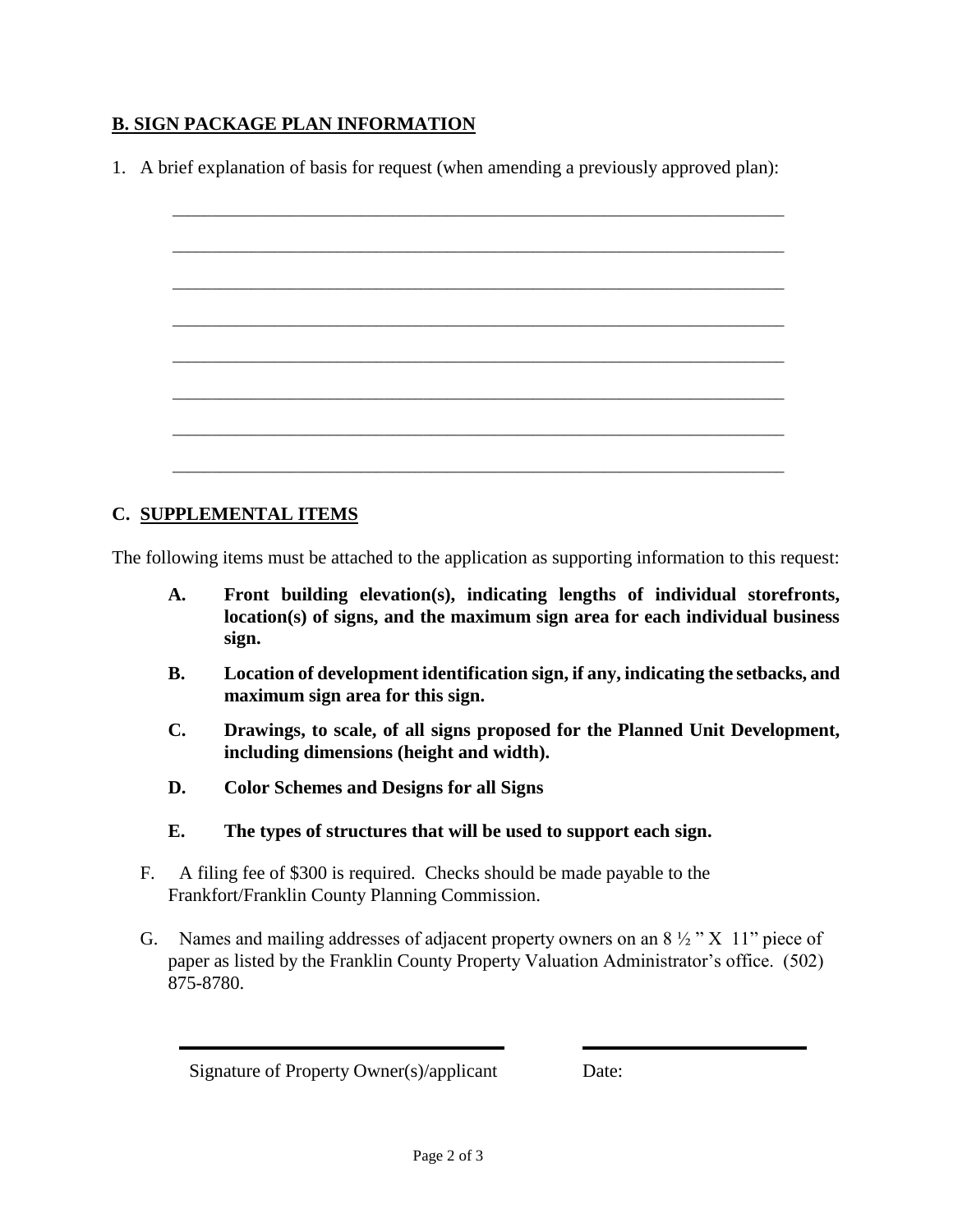## B. SIGN PACKAGE PLAN INFORMATION

1. A brief explanation of basis for request (when amending a previously approved plan):

____________________________________________________________________

____________________________________________________________________

____________________________________________________________________

____________________________________________________________________

____________________________________________________________________

____________________________________________________________________

____________________________________________________________________

____________________________________________________________________

## C. SUPPLEMENTAL ITEMS

The following items must be attached to the application as supporting information to this request:

- **A. Front building elevation(s), indicating lengths of individual storefronts, location(s) of signs, and the maximum sign area for each individual business sign.**
- **B. Location of development identification sign, if any, indicating the setbacks, and maximum sign area for this sign.**
- **C. Drawings, to scale, of all signs proposed for the Planned Unit Development, including dimensions (height and width).**
- **D. Color Schemes and Designs for all Signs**
- **E. The types of structures that will be used to support each sign.**
- F. A filing fee of $300 is required. Checks should be made payable to the Frankfort/Franklin County Planning Commission.
- G. Names and mailing addresses of adjacent property owners on an 8 ½ " X 11" piece of paper as listed by the Franklin County Property Valuation Administrator's office. (502) 875-8780.

______________________________________ ______________________

Signature of Property Owner(s)/applicant Date: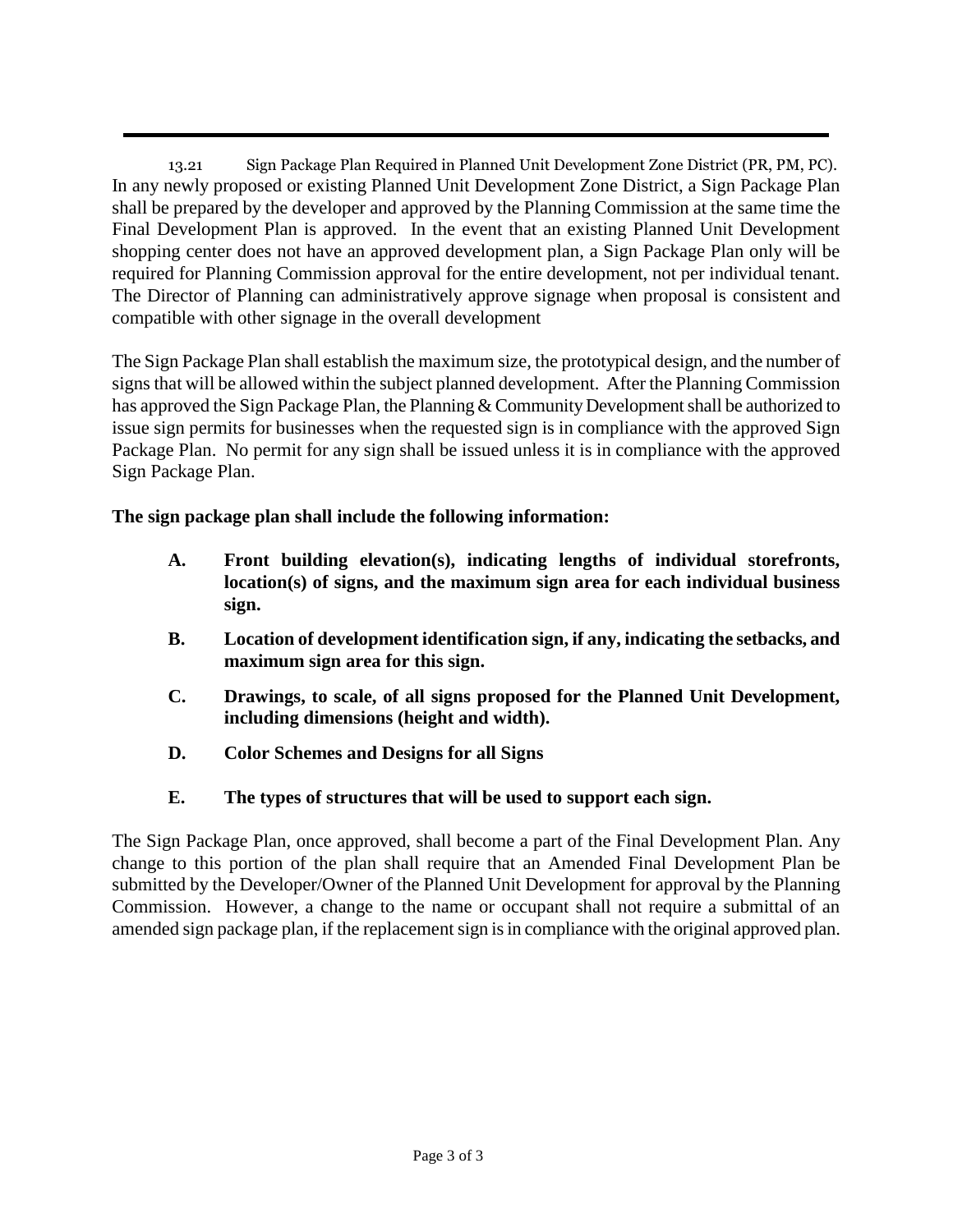13.21 Sign Package Plan Required in Planned Unit Development Zone District (PR, PM, PC). In any newly proposed or existing Planned Unit Development Zone District, a Sign Package Plan shall be prepared by the developer and approved by the Planning Commission at the same time the Final Development Plan is approved. In the event that an existing Planned Unit Development shopping center does not have an approved development plan, a Sign Package Plan only will be required for Planning Commission approval for the entire development, not per individual tenant. The Director of Planning can administratively approve signage when proposal is consistent and compatible with other signage in the overall development

The Sign Package Plan shall establish the maximum size, the prototypical design, and the number of signs that will be allowed within the subject planned development. After the Planning Commission has approved the Sign Package Plan, the Planning & Community Development shall be authorized to issue sign permits for businesses when the requested sign is in compliance with the approved Sign Package Plan. No permit for any sign shall be issued unless it is in compliance with the approved Sign Package Plan.

**The sign package plan shall include the following information:**

- **A. Front building elevation(s), indicating lengths of individual storefronts, location(s) of signs, and the maximum sign area for each individual business sign.**
- **B. Location of development identification sign, if any, indicating the setbacks, and maximum sign area for this sign.**
- **C. Drawings, to scale, of all signs proposed for the Planned Unit Development, including dimensions (height and width).**
- **D. Color Schemes and Designs for all Signs**
- **E. The types of structures that will be used to support each sign.**

The Sign Package Plan, once approved, shall become a part of the Final Development Plan. Any change to this portion of the plan shall require that an Amended Final Development Plan be submitted by the Developer/Owner of the Planned Unit Development for approval by the Planning Commission. However, a change to the name or occupant shall not require a submittal of an amended sign package plan, if the replacement sign is in compliance with the original approved plan.